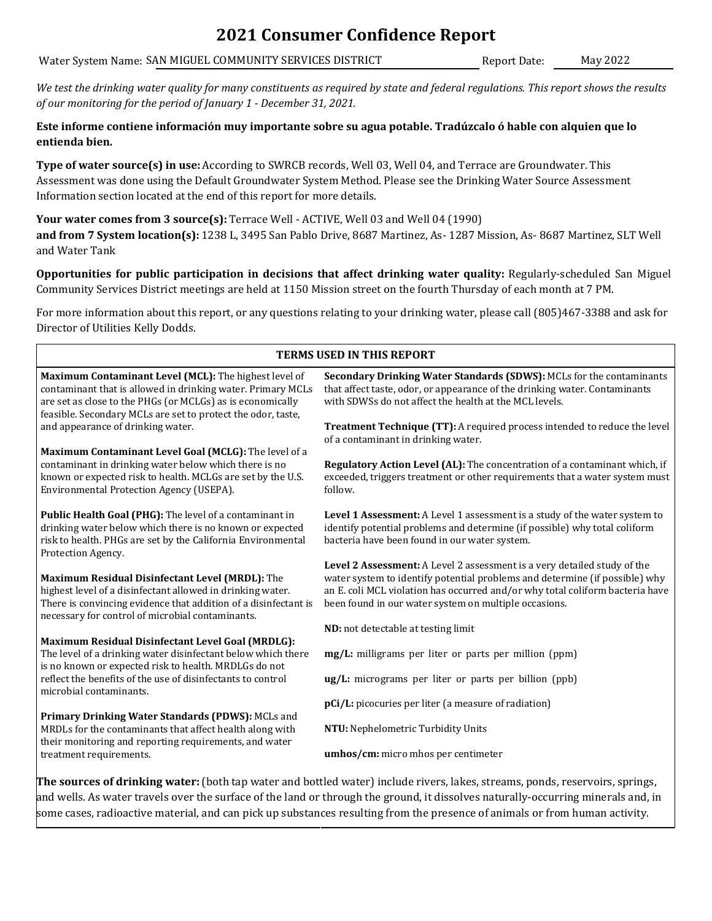# 2021 Consumer Confidence Report

Water System Name: SAN MIGUEL COMMUNITY SERVICES DISTRICT Report Date: May 2022

*We test the drinking water quality for many constituents as required by state and federal regulations. This report shows the results of our monitoring for the period of January 1 - December 31, 2021.*

**Este informe contiene información muy importante sobre su agua potable. Tradúzcalo ó hable con alquien que lo entienda bien.**

**Type of water source(s) in use:** According to SWRCB records, Well 03, Well 04, and Terrace are Groundwater. This Assessment was done using the Default Groundwater System Method. Please see the Drinking Water Source Assessment Information section located at the end of this report for more details.

**Your water comes from 3 source(s):** Terrace Well - ACTIVE, Well 03 and Well 04 (1990)
**and from 7 System location(s):** 1238 L, 3495 San Pablo Drive, 8687 Martinez, As- 1287 Mission, As- 8687 Martinez, SLT Well and Water Tank

**Opportunities for public participation in decisions that affect drinking water quality:** Regularly-scheduled San Miguel Community Services District meetings are held at 1150 Mission street on the fourth Thursday of each month at 7 PM.

For more information about this report, or any questions relating to your drinking water, please call (805)467-3388 and ask for Director of Utilities Kelly Dodds.

## TERMS USED IN THIS REPORT

**Maximum Contaminant Level (MCL):** The highest level of contaminant that is allowed in drinking water. Primary MCLs are set as close to the PHGs (or MCLGs) as is economically feasible. Secondary MCLs are set to protect the odor, taste, and appearance of drinking water.

**Maximum Contaminant Level Goal (MCLG):** The level of a contaminant in drinking water below which there is no known or expected risk to health. MCLGs are set by the U.S. Environmental Protection Agency (USEPA).

**Public Health Goal (PHG):** The level of a contaminant in drinking water below which there is no known or expected risk to health. PHGs are set by the California Environmental Protection Agency.

**Maximum Residual Disinfectant Level (MRDL):** The highest level of a disinfectant allowed in drinking water. There is convincing evidence that addition of a disinfectant is necessary for control of microbial contaminants.

**Maximum Residual Disinfectant Level Goal (MRDLG):** The level of a drinking water disinfectant below which there is no known or expected risk to health. MRDLGs do not reflect the benefits of the use of disinfectants to control microbial contaminants.

**Primary Drinking Water Standards (PDWS):** MCLs and MRDLs for the contaminants that affect health along with their monitoring and reporting requirements, and water treatment requirements.

**Secondary Drinking Water Standards (SDWS):** MCLs for the contaminants that affect taste, odor, or appearance of the drinking water. Contaminants with SDWSs do not affect the health at the MCL levels.

**Treatment Technique (TT):** A required process intended to reduce the level of a contaminant in drinking water.

**Regulatory Action Level (AL):** The concentration of a contaminant which, if exceeded, triggers treatment or other requirements that a water system must follow.

**Level 1 Assessment:** A Level 1 assessment is a study of the water system to identify potential problems and determine (if possible) why total coliform bacteria have been found in our water system.

**Level 2 Assessment:** A Level 2 assessment is a very detailed study of the water system to identify potential problems and determine (if possible) why an E. coli MCL violation has occurred and/or why total coliform bacteria have been found in our water system on multiple occasions.

**ND:** not detectable at testing limit

**mg/L:** milligrams per liter or parts per million (ppm)

**ug/L:** micrograms per liter or parts per billion (ppb)

**pCi/L:** picocuries per liter (a measure of radiation)

**NTU:** Nephelometric Turbidity Units

**umhos/cm:** micro mhos per centimeter

**The sources of drinking water:** (both tap water and bottled water) include rivers, lakes, streams, ponds, reservoirs, springs, and wells. As water travels over the surface of the land or through the ground, it dissolves naturally-occurring minerals and, in some cases, radioactive material, and can pick up substances resulting from the presence of animals or from human activity.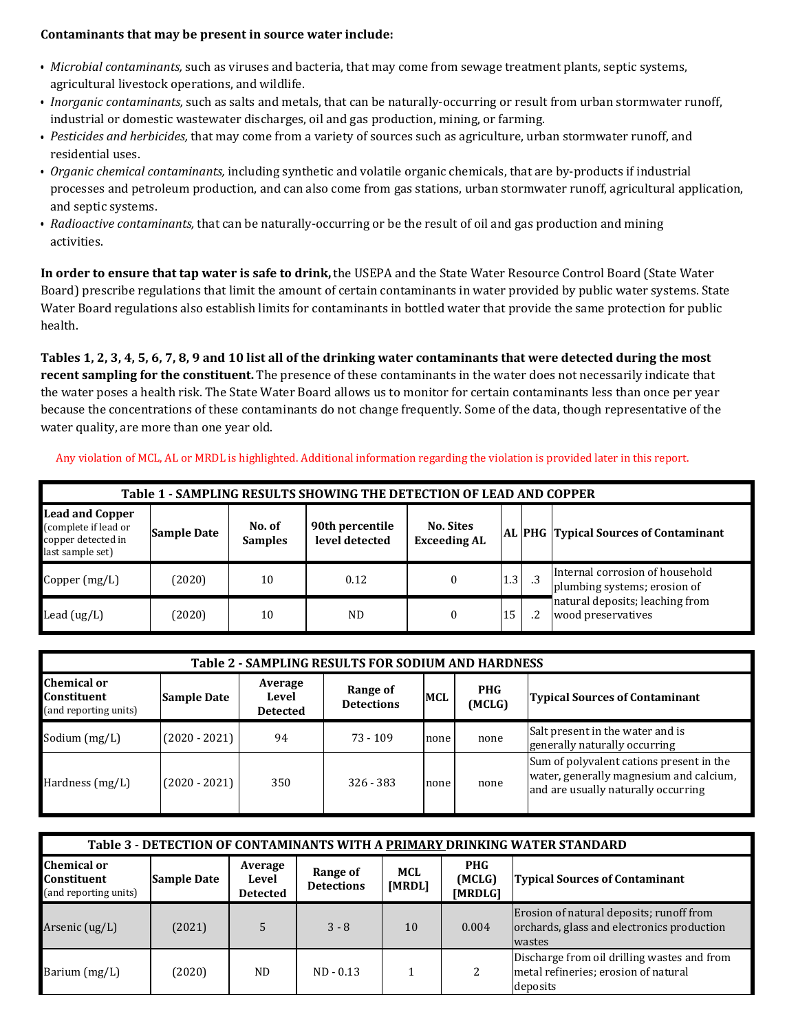**Contaminants that may be present in source water include:**

- *Microbial contaminants,* such as viruses and bacteria, that may come from sewage treatment plants, septic systems, agricultural livestock operations, and wildlife.
- *Inorganic contaminants,* such as salts and metals, that can be naturally-occurring or result from urban stormwater runoff, industrial or domestic wastewater discharges, oil and gas production, mining, or farming.
- *Pesticides and herbicides,* that may come from a variety of sources such as agriculture, urban stormwater runoff, and residential uses.
- *Organic chemical contaminants,* including synthetic and volatile organic chemicals, that are by-products if industrial processes and petroleum production, and can also come from gas stations, urban stormwater runoff, agricultural application, and septic systems.
- *Radioactive contaminants,* that can be naturally-occurring or be the result of oil and gas production and mining activities.

**In order to ensure that tap water is safe to drink,** the USEPA and the State Water Resource Control Board (State Water Board) prescribe regulations that limit the amount of certain contaminants in water provided by public water systems. State Water Board regulations also establish limits for contaminants in bottled water that provide the same protection for public health.

**Tables 1, 2, 3, 4, 5, 6, 7, 8, 9 and 10 list all of the drinking water contaminants that were detected during the most recent sampling for the constituent.** The presence of these contaminants in the water does not necessarily indicate that the water poses a health risk. The State Water Board allows us to monitor for certain contaminants less than once per year because the concentrations of these contaminants do not change frequently. Some of the data, though representative of the water quality, are more than one year old.

Any violation of MCL, AL or MRDL is highlighted. Additional information regarding the violation is provided later in this report.

**Table 1 - SAMPLING RESULTS SHOWING THE DETECTION OF LEAD AND COPPER**

| **Lead and Copper** (complete if lead or copper detected in last sample set) | Sample Date | No. of Samples | 90th percentile level detected | No. Sites Exceeding AL | AL | PHG | Typical Sources of Contaminant |
|---|---|---|---|---|---|---|---|
| Copper (mg/L) | (2020) | 10 | 0.12 | 0 | 1.3 | .3 | Internal corrosion of household plumbing systems; erosion of natural deposits; leaching from wood preservatives |
| Lead (ug/L) | (2020) | 10 | ND | 0 | 15 | .2 | |

**Table 2 - SAMPLING RESULTS FOR SODIUM AND HARDNESS**

| **Chemical or Constituent** (and reporting units) | Sample Date | Average Level Detected | Range of Detections | MCL | PHG (MCLG) | Typical Sources of Contaminant |
|---|---|---|---|---|---|---|
| Sodium (mg/L) | (2020 - 2021) | 94 | 73 - 109 | none | none | Salt present in the water and is generally naturally occurring |
| Hardness (mg/L) | (2020 - 2021) | 350 | 326 - 383 | none | none | Sum of polyvalent cations present in the water, generally magnesium and calcium, and are usually naturally occurring |

**Table 3 - DETECTION OF CONTAMINANTS WITH A PRIMARY DRINKING WATER STANDARD**

| **Chemical or Constituent** (and reporting units) | Sample Date | Average Level Detected | Range of Detections | MCL [MRDL] | PHG (MCLG) [MRDLG] | Typical Sources of Contaminant |
|---|---|---|---|---|---|---|
| Arsenic (ug/L) | (2021) | 5 | 3 - 8 | 10 | 0.004 | Erosion of natural deposits; runoff from orchards, glass and electronics production wastes |
| Barium (mg/L) | (2020) | ND | ND - 0.13 | 1 | 2 | Discharge from oil drilling wastes and from metal refineries; erosion of natural deposits |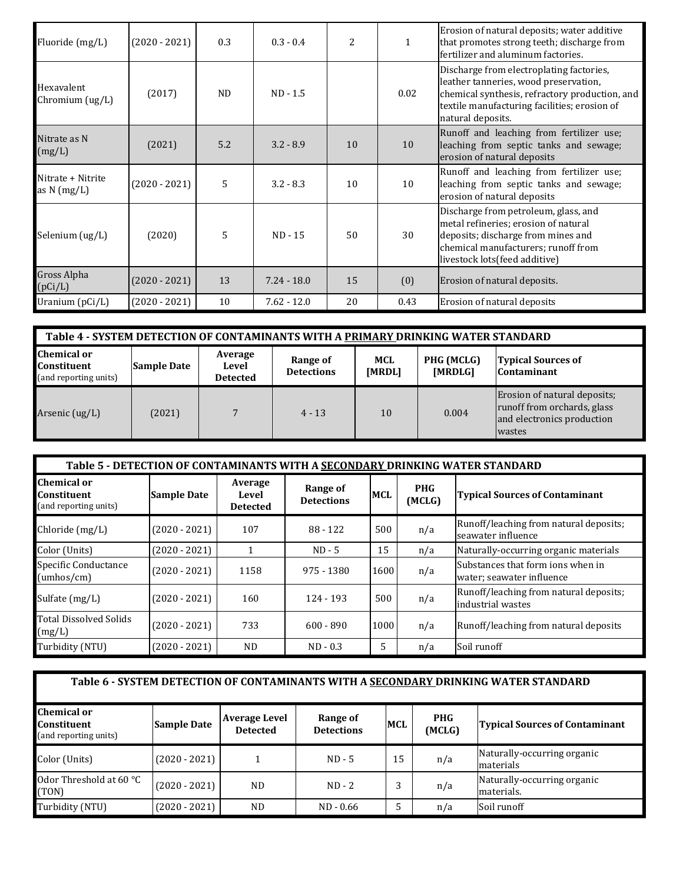| Fluoride (mg/L) | (2020 - 2021) | 0.3 | 0.3 - 0.4 | 2 | 1 | Erosion of natural deposits; water additive that promotes strong teeth; discharge from fertilizer and aluminum factories. |
|---|---|---|---|---|---|---|
| Hexavalent Chromium (ug/L) | (2017) | ND | ND - 1.5 | | 0.02 | Discharge from electroplating factories, leather tanneries, wood preservation, chemical synthesis, refractory production, and textile manufacturing facilities; erosion of natural deposits. |
| Nitrate as N (mg/L) | (2021) | 5.2 | 3.2 - 8.9 | 10 | 10 | Runoff and leaching from fertilizer use; leaching from septic tanks and sewage; erosion of natural deposits |
| Nitrate + Nitrite as N (mg/L) | (2020 - 2021) | 5 | 3.2 - 8.3 | 10 | 10 | Runoff and leaching from fertilizer use; leaching from septic tanks and sewage; erosion of natural deposits |
| Selenium (ug/L) | (2020) | 5 | ND - 15 | 50 | 30 | Discharge from petroleum, glass, and metal refineries; erosion of natural deposits; discharge from mines and chemical manufacturers; runoff from livestock lots(feed additive) |
| Gross Alpha (pCi/L) | (2020 - 2021) | 13 | 7.24 - 18.0 | 15 | (0) | Erosion of natural deposits. |
| Uranium (pCi/L) | (2020 - 2021) | 10 | 7.62 - 12.0 | 20 | 0.43 | Erosion of natural deposits |

**Table 4 - SYSTEM DETECTION OF CONTAMINANTS WITH A PRIMARY DRINKING WATER STANDARD**

| Chemical or Constituent (and reporting units) | Sample Date | Average Level Detected | Range of Detections | MCL [MRDL] | PHG (MCLG) [MRDLG] | Typical Sources of Contaminant |
|---|---|---|---|---|---|---|
| Arsenic (ug/L) | (2021) | 7 | 4 - 13 | 10 | 0.004 | Erosion of natural deposits; runoff from orchards, glass and electronics production wastes |

**Table 5 - DETECTION OF CONTAMINANTS WITH A SECONDARY DRINKING WATER STANDARD**

| Chemical or Constituent (and reporting units) | Sample Date | Average Level Detected | Range of Detections | MCL | PHG (MCLG) | Typical Sources of Contaminant |
|---|---|---|---|---|---|---|
| Chloride (mg/L) | (2020 - 2021) | 107 | 88 - 122 | 500 | n/a | Runoff/leaching from natural deposits; seawater influence |
| Color (Units) | (2020 - 2021) | 1 | ND - 5 | 15 | n/a | Naturally-occurring organic materials |
| Specific Conductance (umhos/cm) | (2020 - 2021) | 1158 | 975 - 1380 | 1600 | n/a | Substances that form ions when in water; seawater influence |
| Sulfate (mg/L) | (2020 - 2021) | 160 | 124 - 193 | 500 | n/a | Runoff/leaching from natural deposits; industrial wastes |
| Total Dissolved Solids (mg/L) | (2020 - 2021) | 733 | 600 - 890 | 1000 | n/a | Runoff/leaching from natural deposits |
| Turbidity (NTU) | (2020 - 2021) | ND | ND - 0.3 | 5 | n/a | Soil runoff |

**Table 6 - SYSTEM DETECTION OF CONTAMINANTS WITH A SECONDARY DRINKING WATER STANDARD**

| Chemical or Constituent (and reporting units) | Sample Date | Average Level Detected | Range of Detections | MCL | PHG (MCLG) | Typical Sources of Contaminant |
|---|---|---|---|---|---|---|
| Color (Units) | (2020 - 2021) | 1 | ND - 5 | 15 | n/a | Naturally-occurring organic materials |
| Odor Threshold at 60 °C (TON) | (2020 - 2021) | ND | ND - 2 | 3 | n/a | Naturally-occurring organic materials. |
| Turbidity (NTU) | (2020 - 2021) | ND | ND - 0.66 | 5 | n/a | Soil runoff |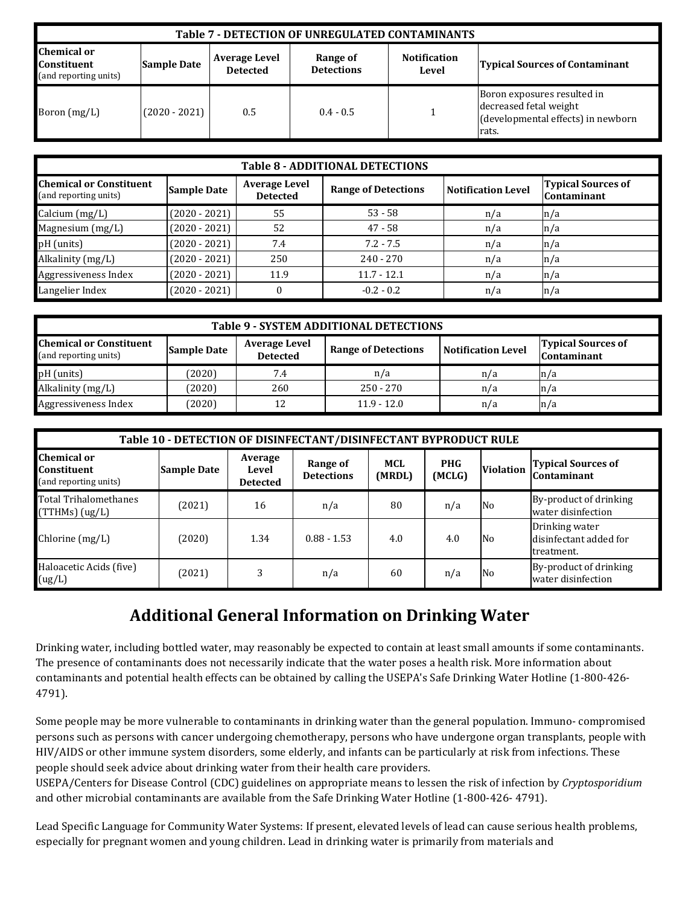| Table 7 - DETECTION OF UNREGULATED CONTAMINANTS | | | | | |
|---|---|---|---|---|---|
| Chemical or Constituent (and reporting units) | Sample Date | Average Level Detected | Range of Detections | Notification Level | Typical Sources of Contaminant |
| Boron (mg/L) | (2020 - 2021) | 0.5 | 0.4 - 0.5 | 1 | Boron exposures resulted in decreased fetal weight (developmental effects) in newborn rats. |

| Table 8 - ADDITIONAL DETECTIONS | | | | | |
|---|---|---|---|---|---|
| Chemical or Constituent (and reporting units) | Sample Date | Average Level Detected | Range of Detections | Notification Level | Typical Sources of Contaminant |
| Calcium (mg/L) | (2020 - 2021) | 55 | 53 - 58 | n/a | n/a |
| Magnesium (mg/L) | (2020 - 2021) | 52 | 47 - 58 | n/a | n/a |
| pH (units) | (2020 - 2021) | 7.4 | 7.2 - 7.5 | n/a | n/a |
| Alkalinity (mg/L) | (2020 - 2021) | 250 | 240 - 270 | n/a | n/a |
| Aggressiveness Index | (2020 - 2021) | 11.9 | 11.7 - 12.1 | n/a | n/a |
| Langelier Index | (2020 - 2021) | 0 | -0.2 - 0.2 | n/a | n/a |

| Table 9 - SYSTEM ADDITIONAL DETECTIONS | | | | | |
|---|---|---|---|---|---|
| Chemical or Constituent (and reporting units) | Sample Date | Average Level Detected | Range of Detections | Notification Level | Typical Sources of Contaminant |
| pH (units) | (2020) | 7.4 | n/a | n/a | n/a |
| Alkalinity (mg/L) | (2020) | 260 | 250 - 270 | n/a | n/a |
| Aggressiveness Index | (2020) | 12 | 11.9 - 12.0 | n/a | n/a |

| Table 10 - DETECTION OF DISINFECTANT/DISINFECTANT BYPRODUCT RULE | | | | | | | |
|---|---|---|---|---|---|---|---|
| Chemical or Constituent (and reporting units) | Sample Date | Average Level Detected | Range of Detections | MCL (MRDL) | PHG (MCLG) | Violation | Typical Sources of Contaminant |
| Total Trihalomethanes (TTHMs) (ug/L) | (2021) | 16 | n/a | 80 | n/a | No | By-product of drinking water disinfection |
| Chlorine (mg/L) | (2020) | 1.34 | 0.88 - 1.53 | 4.0 | 4.0 | No | Drinking water disinfectant added for treatment. |
| Haloacetic Acids (five) (ug/L) | (2021) | 3 | n/a | 60 | n/a | No | By-product of drinking water disinfection |

# Additional General Information on Drinking Water

Drinking water, including bottled water, may reasonably be expected to contain at least small amounts if some contaminants. The presence of contaminants does not necessarily indicate that the water poses a health risk. More information about contaminants and potential health effects can be obtained by calling the USEPA's Safe Drinking Water Hotline (1-800-426-4791).

Some people may be more vulnerable to contaminants in drinking water than the general population. Immuno- compromised persons such as persons with cancer undergoing chemotherapy, persons who have undergone organ transplants, people with HIV/AIDS or other immune system disorders, some elderly, and infants can be particularly at risk from infections. These people should seek advice about drinking water from their health care providers.
USEPA/Centers for Disease Control (CDC) guidelines on appropriate means to lessen the risk of infection by *Cryptosporidium* and other microbial contaminants are available from the Safe Drinking Water Hotline (1-800-426- 4791).

Lead Specific Language for Community Water Systems: If present, elevated levels of lead can cause serious health problems, especially for pregnant women and young children. Lead in drinking water is primarily from materials and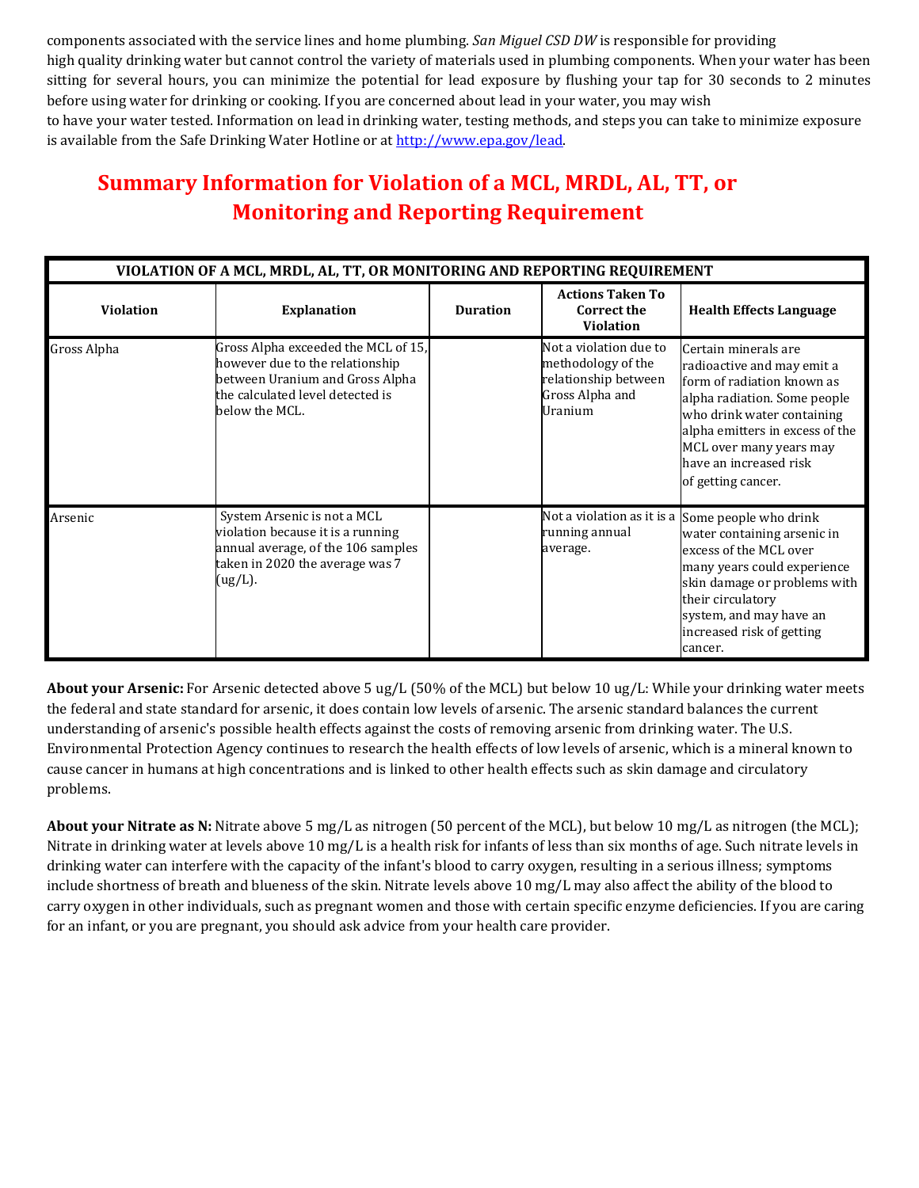components associated with the service lines and home plumbing. *San Miguel CSD DW* is responsible for providing high quality drinking water but cannot control the variety of materials used in plumbing components. When your water has been sitting for several hours, you can minimize the potential for lead exposure by flushing your tap for 30 seconds to 2 minutes before using water for drinking or cooking. If you are concerned about lead in your water, you may wish to have your water tested. Information on lead in drinking water, testing methods, and steps you can take to minimize exposure is available from the Safe Drinking Water Hotline or at http://www.epa.gov/lead.

## Summary Information for Violation of a MCL, MRDL, AL, TT, or Monitoring and Reporting Requirement

| VIOLATION OF A MCL, MRDL, AL, TT, OR MONITORING AND REPORTING REQUIREMENT | | | | |
|---|---|---|---|---|
| **Violation** | **Explanation** | **Duration** | **Actions Taken To Correct the Violation** | **Health Effects Language** |
| Gross Alpha | Gross Alpha exceeded the MCL of 15, however due to the relationship between Uranium and Gross Alpha the calculated level detected is below the MCL. | | Not a violation due to methodology of the relationship between Gross Alpha and Uranium | Certain minerals are radioactive and may emit a form of radiation known as alpha radiation. Some people who drink water containing alpha emitters in excess of the MCL over many years may have an increased risk of getting cancer. |
| Arsenic | System Arsenic is not a MCL violation because it is a running annual average, of the 106 samples taken in 2020 the average was 7 (ug/L). | | Not a violation as it is a running annual average. | Some people who drink water containing arsenic in excess of the MCL over many years could experience skin damage or problems with their circulatory system, and may have an increased risk of getting cancer. |

**About your Arsenic:** For Arsenic detected above 5 ug/L (50% of the MCL) but below 10 ug/L: While your drinking water meets the federal and state standard for arsenic, it does contain low levels of arsenic. The arsenic standard balances the current understanding of arsenic's possible health effects against the costs of removing arsenic from drinking water. The U.S. Environmental Protection Agency continues to research the health effects of low levels of arsenic, which is a mineral known to cause cancer in humans at high concentrations and is linked to other health effects such as skin damage and circulatory problems.

**About your Nitrate as N:** Nitrate above 5 mg/L as nitrogen (50 percent of the MCL), but below 10 mg/L as nitrogen (the MCL); Nitrate in drinking water at levels above 10 mg/L is a health risk for infants of less than six months of age. Such nitrate levels in drinking water can interfere with the capacity of the infant's blood to carry oxygen, resulting in a serious illness; symptoms include shortness of breath and blueness of the skin. Nitrate levels above 10 mg/L may also affect the ability of the blood to carry oxygen in other individuals, such as pregnant women and those with certain specific enzyme deficiencies. If you are caring for an infant, or you are pregnant, you should ask advice from your health care provider.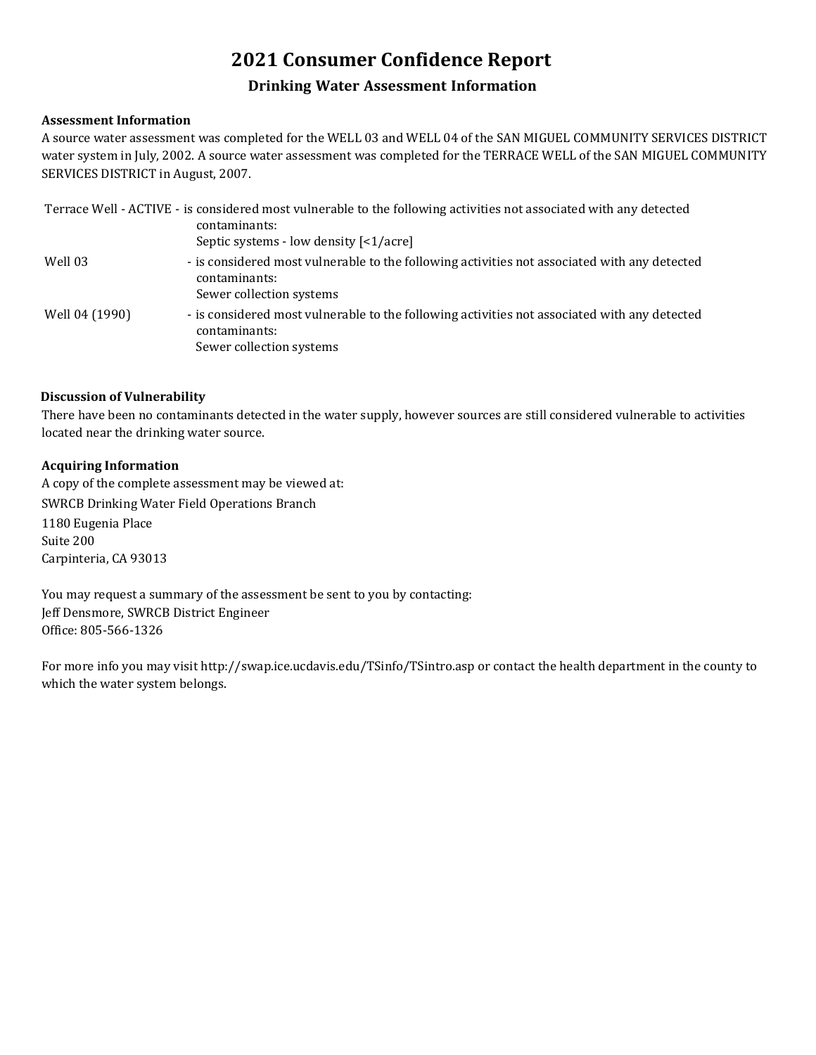# 2021 Consumer Confidence Report

## Drinking Water Assessment Information

**Assessment Information**

A source water assessment was completed for the WELL 03 and WELL 04 of the SAN MIGUEL COMMUNITY SERVICES DISTRICT water system in July, 2002. A source water assessment was completed for the TERRACE WELL of the SAN MIGUEL COMMUNITY SERVICES DISTRICT in August, 2007.

| | |
|---|---|
| Terrace Well - ACTIVE | - is considered most vulnerable to the following activities not associated with any detected contaminants: Septic systems - low density [<1/acre] |
| Well 03 | - is considered most vulnerable to the following activities not associated with any detected contaminants: Sewer collection systems |
| Well 04 (1990) | - is considered most vulnerable to the following activities not associated with any detected contaminants: Sewer collection systems |

**Discussion of Vulnerability**

There have been no contaminants detected in the water supply, however sources are still considered vulnerable to activities located near the drinking water source.

**Acquiring Information**

A copy of the complete assessment may be viewed at:

SWRCB Drinking Water Field Operations Branch
1180 Eugenia Place
Suite 200
Carpinteria, CA 93013

You may request a summary of the assessment be sent to you by contacting:
Jeff Densmore, SWRCB District Engineer
Office: 805-566-1326

For more info you may visit http://swap.ice.ucdavis.edu/TSinfo/TSintro.asp or contact the health department in the county to which the water system belongs.